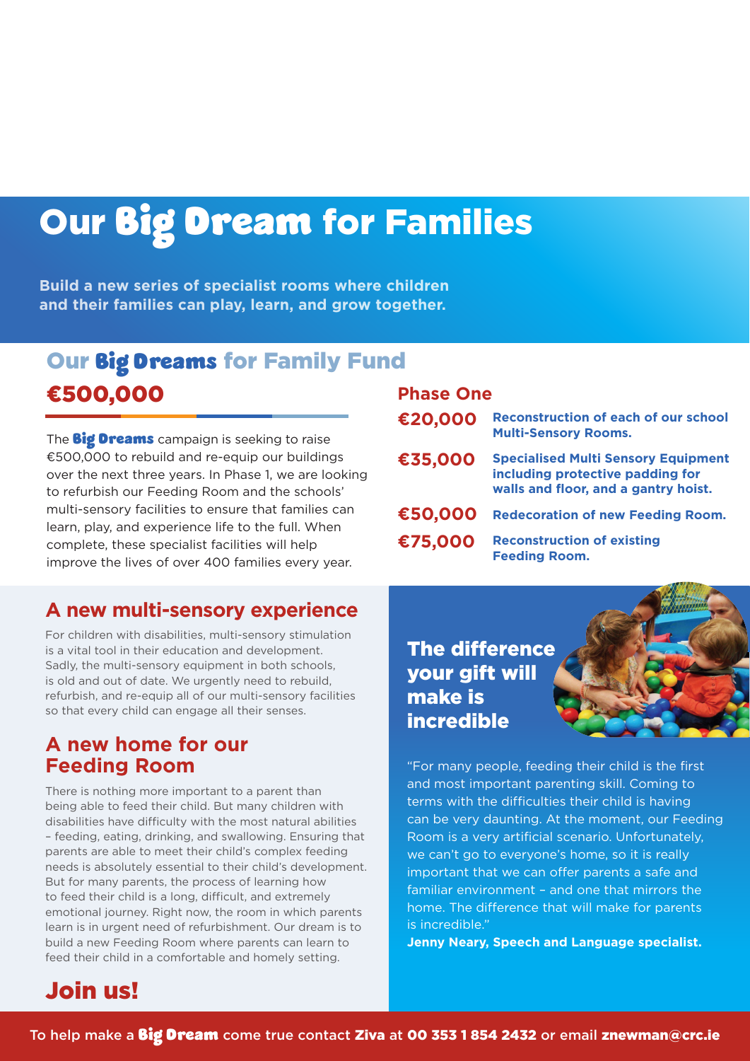# Our Big Dream for Families

**Build a new series of specialist rooms where children and their families can play, learn, and grow together.**

## Our Big Dreams for Family Fund

## €500,000

The **Big Dreams** campaign is seeking to raise €500,000 to rebuild and re-equip our buildings over the next three years. In Phase 1, we are looking to refurbish our Feeding Room and the schools' multi-sensory facilities to ensure that families can learn, play, and experience life to the full. When complete, these specialist facilities will help improve the lives of over 400 families every year.

### Phase One

| | |
|---|---|
| **€20,000** | **Reconstruction of each of our school Multi-Sensory Rooms.** |
| **€35,000** | **Specialised Multi Sensory Equipment including protective padding for walls and floor, and a gantry hoist.** |
| **€50,000** | **Redecoration of new Feeding Room.** |
| **€75,000** | **Reconstruction of existing Feeding Room.** |

## A new multi-sensory experience

For children with disabilities, multi-sensory stimulation is a vital tool in their education and development. Sadly, the multi-sensory equipment in both schools, is old and out of date. We urgently need to rebuild, refurbish, and re-equip all of our multi-sensory facilities so that every child can engage all their senses.

## A new home for our Feeding Room

There is nothing more important to a parent than being able to feed their child. But many children with disabilities have difficulty with the most natural abilities – feeding, eating, drinking, and swallowing. Ensuring that parents are able to meet their child's complex feeding needs is absolutely essential to their child's development. But for many parents, the process of learning how to feed their child is a long, difficult, and extremely emotional journey. Right now, the room in which parents learn is in urgent need of refurbishment. Our dream is to build a new Feeding Room where parents can learn to feed their child in a comfortable and homely setting.

## The difference your gift will make is incredible

"For many people, feeding their child is the first and most important parenting skill. Coming to terms with the difficulties their child is having can be very daunting. At the moment, our Feeding Room is a very artificial scenario. Unfortunately, we can't go to everyone's home, so it is really important that we can offer parents a safe and familiar environment – and one that mirrors the home. The difference that will make for parents is incredible."

**Jenny Neary, Speech and Language specialist.**

## Join us!

To help make a **Big Dream** come true contact **Ziva** at **00 353 1 854 2432** or email **znewman@crc.ie**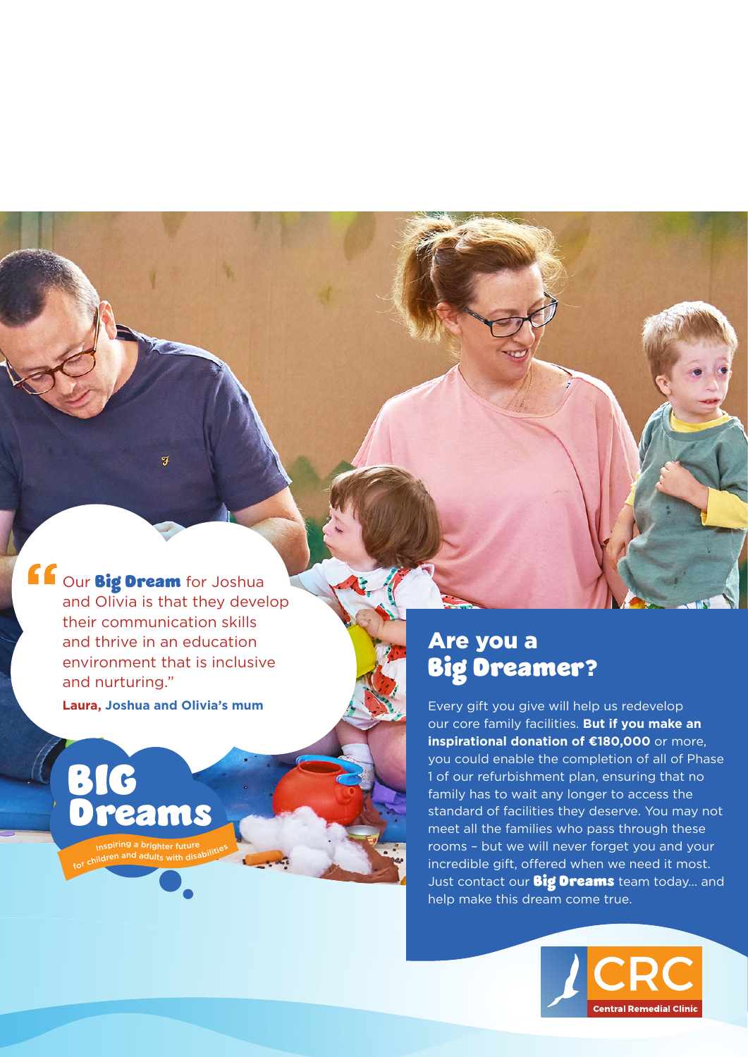"Our **Big Dream** for Joshua and Olivia is that they develop their communication skills and thrive in an education environment that is inclusive and nurturing."

**Laura, Joshua and Olivia's mum**

**BIG Dreams**

Inspiring a brighter future for children and adults with disabilities

## Are you a Big Dreamer?

Every gift you give will help us redevelop our core family facilities. **But if you make an inspirational donation of €180,000** or more, you could enable the completion of all of Phase 1 of our refurbishment plan, ensuring that no family has to wait any longer to access the standard of facilities they deserve. You may not meet all the families who pass through these rooms – but we will never forget you and your incredible gift, offered when we need it most. Just contact our **Big Dreams** team today… and help make this dream come true.

CRC
Central Remedial Clinic